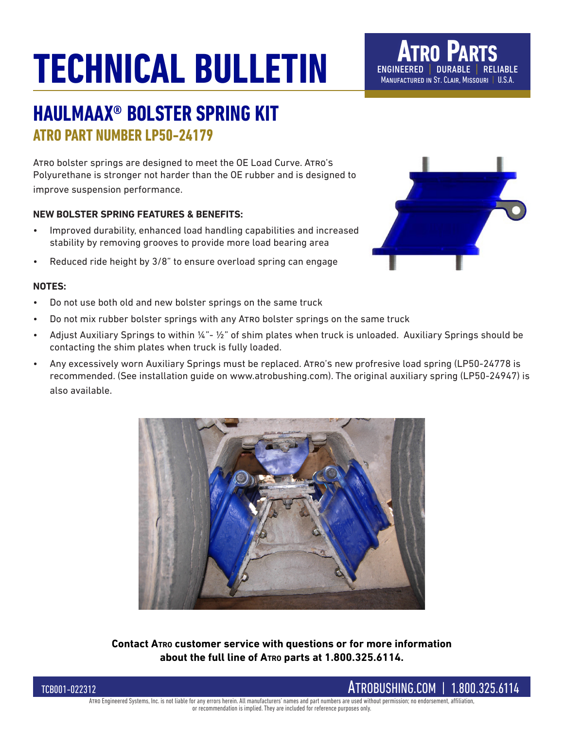# TECHNICAL BULLETIN

**ATRO PARTS**
ENGINEERED | DURABLE | RELIABLE
MANUFACTURED IN ST. CLAIR, MISSOURI | U.S.A.

## HAULMAAX® BOLSTER SPRING KIT

### ATRO PART NUMBER LP50-24179

ATRO bolster springs are designed to meet the OE Load Curve. ATRO's Polyurethane is stronger not harder than the OE rubber and is designed to improve suspension performance.

**NEW BOLSTER SPRING FEATURES & BENEFITS:**

- Improved durability, enhanced load handling capabilities and increased stability by removing grooves to provide more load bearing area
- Reduced ride height by 3/8" to ensure overload spring can engage

**NOTES:**

- Do not use both old and new bolster springs on the same truck
- Do not mix rubber bolster springs with any ATRO bolster springs on the same truck
- Adjust Auxiliary Springs to within ¼"- ½" of shim plates when truck is unloaded. Auxiliary Springs should be contacting the shim plates when truck is fully loaded.
- Any excessively worn Auxiliary Springs must be replaced. ATRO's new profresive load spring (LP50-24778 is recommended. (See installation guide on www.atrobushing.com). The original auxiliary spring (LP50-24947) is also available.

**Contact ATRO customer service with questions or for more information about the full line of ATRO parts at 1.800.325.6114.**

TCB001-022312

ATROBUSHING.COM | 1.800.325.6114

ATRO Engineered Systems, Inc. is not liable for any errors herein. All manufacturers' names and part numbers are used without permission; no endorsement, affiliation, or recommendation is implied. They are included for reference purposes only.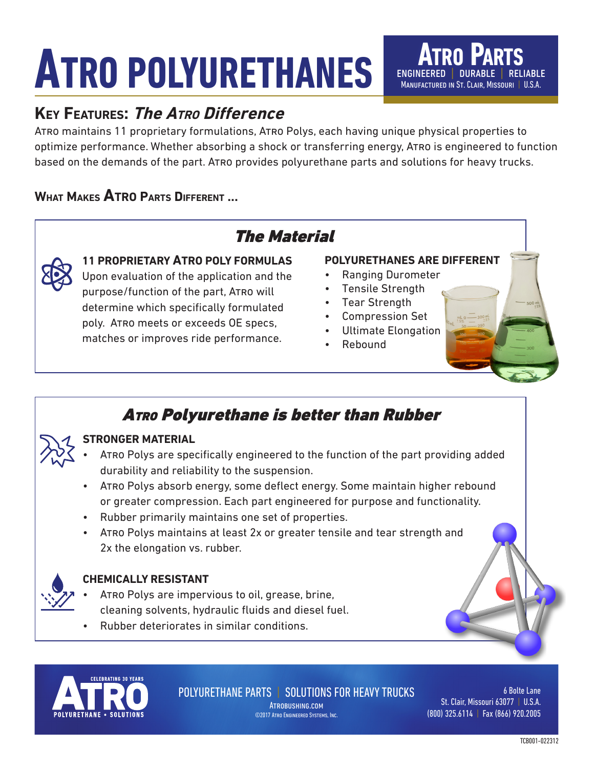# ATRO POLYURETHANES

**ATRO PARTS**
ENGINEERED | DURABLE | RELIABLE
MANUFACTURED IN ST. CLAIR, MISSOURI | U.S.A.

## KEY FEATURES: *The ATRO Difference*

ATRO maintains 11 proprietary formulations, ATRO Polys, each having unique physical properties to optimize performance. Whether absorbing a shock or transferring energy, ATRO is engineered to function based on the demands of the part. ATRO provides polyurethane parts and solutions for heavy trucks.

### WHAT MAKES ATRO PARTS DIFFERENT ...

## *The Material*

**11 PROPRIETARY ATRO POLY FORMULAS**
Upon evaluation of the application and the purpose/function of the part, ATRO will determine which specifically formulated poly. ATRO meets or exceeds OE specs, matches or improves ride performance.

**POLYURETHANES ARE DIFFERENT**

- Ranging Durometer
- Tensile Strength
- Tear Strength
- Compression Set
- Ultimate Elongation
- Rebound

## *ATRO Polyurethane is better than Rubber*

**STRONGER MATERIAL**

- ATRO Polys are specifically engineered to the function of the part providing added durability and reliability to the suspension.
- ATRO Polys absorb energy, some deflect energy. Some maintain higher rebound or greater compression. Each part engineered for purpose and functionality.
- Rubber primarily maintains one set of properties.
- ATRO Polys maintains at least 2x or greater tensile and tear strength and 2x the elongation vs. rubber.

**CHEMICALLY RESISTANT**

- ATRO Polys are impervious to oil, grease, brine, cleaning solvents, hydraulic fluids and diesel fuel.
- Rubber deteriorates in similar conditions.

CELEBRATING 30 YEARS
ATRO
POLYURETHANE • SOLUTIONS

POLYURETHANE PARTS | SOLUTIONS FOR HEAVY TRUCKS
ATROBUSHING.COM
©2017 ATRO ENGINEERED SYSTEMS, INC.

6 Bolte Lane
St. Clair, Missouri 63077 | U.S.A.
(800) 325.6114 | Fax (866) 920.2005

TCB001-022312